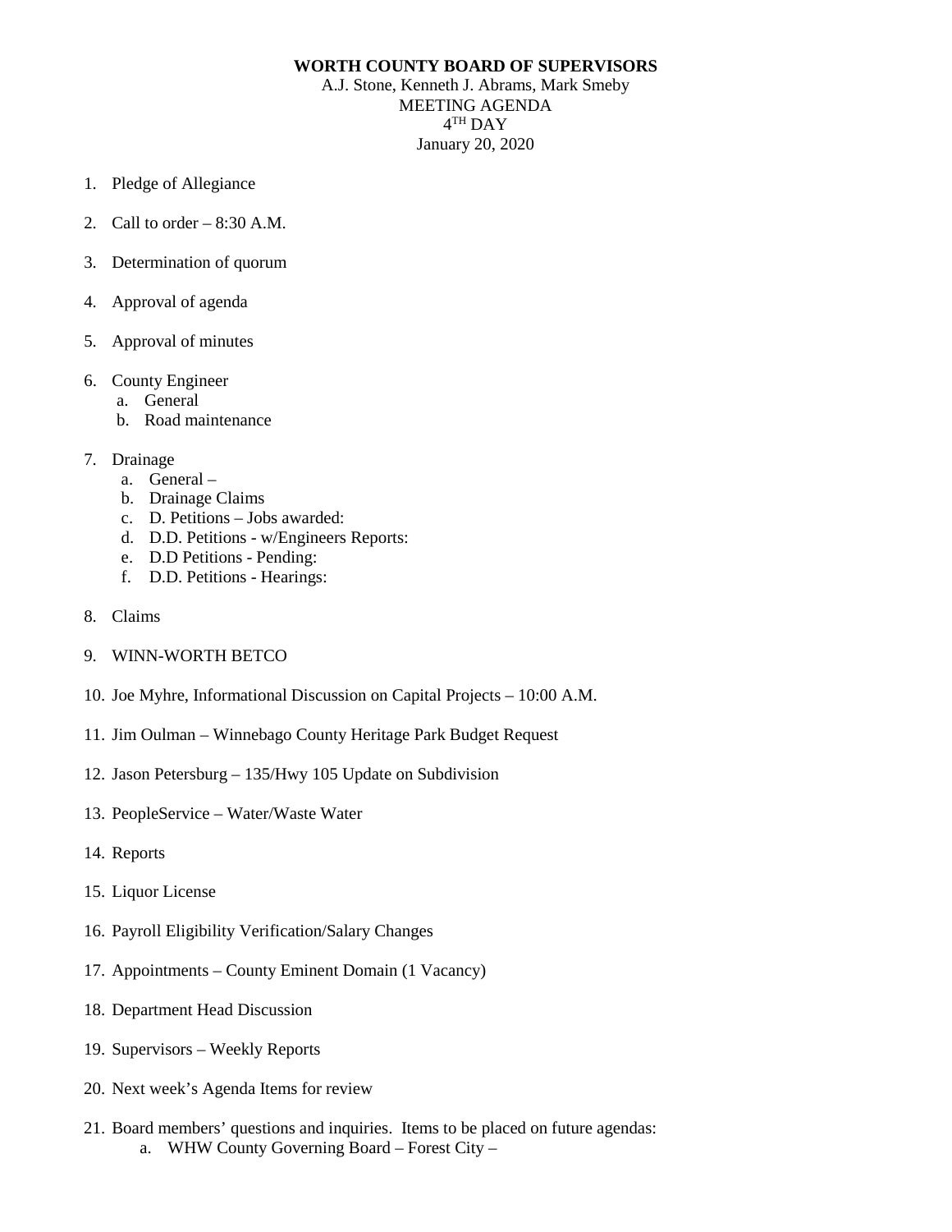**WORTH COUNTY BOARD OF SUPERVISORS**

A.J. Stone, Kenneth J. Abrams, Mark Smeby

MEETING AGENDA

4TH DAY

January 20, 2020

1. Pledge of Allegiance

2. Call to order – 8:30 A.M.

3. Determination of quorum

4. Approval of agenda

5. Approval of minutes

6. County Engineer
   a. General
   b. Road maintenance

7. Drainage
   a. General –
   b. Drainage Claims
   c. D. Petitions – Jobs awarded:
   d. D.D. Petitions - w/Engineers Reports:
   e. D.D Petitions - Pending:
   f. D.D. Petitions - Hearings:

8. Claims

9. WINN-WORTH BETCO

10. Joe Myhre, Informational Discussion on Capital Projects – 10:00 A.M.

11. Jim Oulman – Winnebago County Heritage Park Budget Request

12. Jason Petersburg – 135/Hwy 105 Update on Subdivision

13. PeopleService – Water/Waste Water

14. Reports

15. Liquor License

16. Payroll Eligibility Verification/Salary Changes

17. Appointments – County Eminent Domain (1 Vacancy)

18. Department Head Discussion

19. Supervisors – Weekly Reports

20. Next week's Agenda Items for review

21. Board members' questions and inquiries. Items to be placed on future agendas:
    a. WHW County Governing Board – Forest City –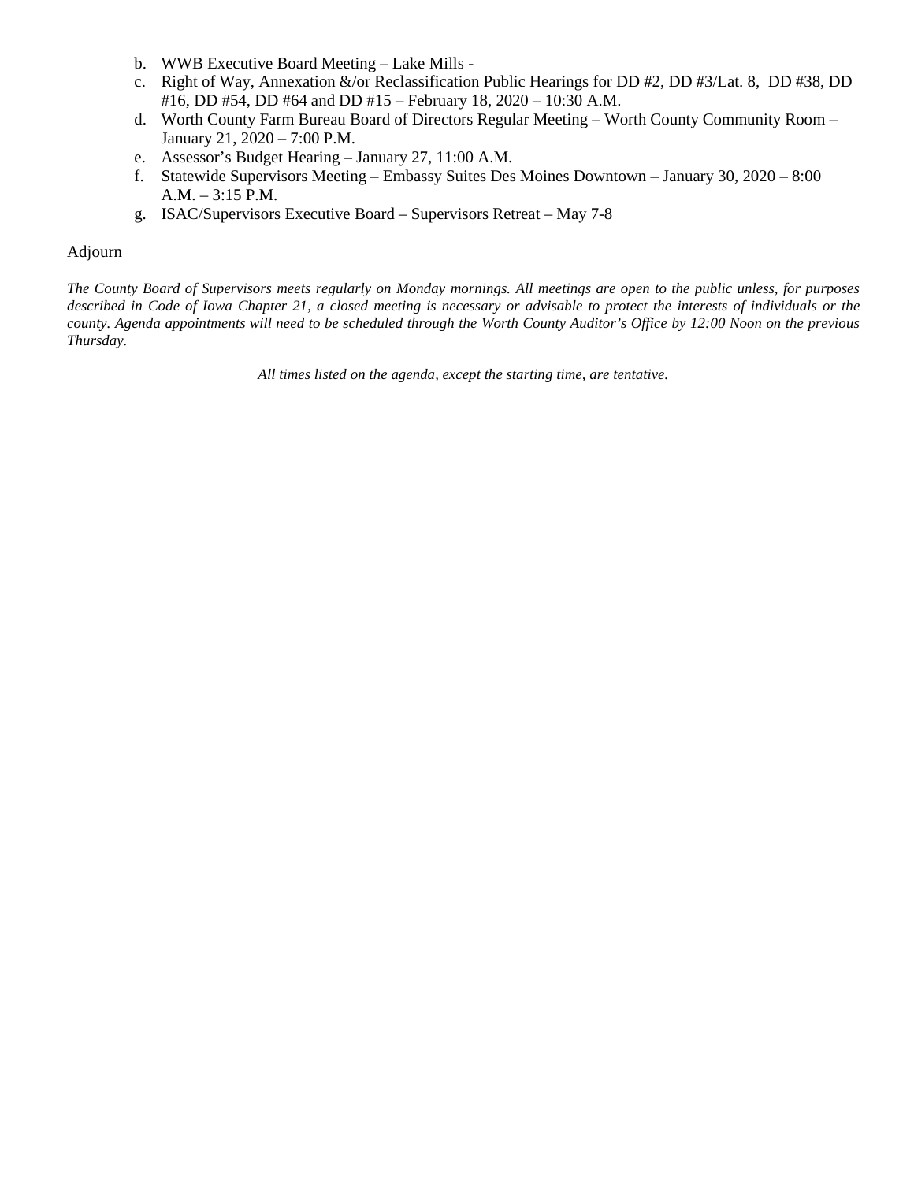b. WWB Executive Board Meeting – Lake Mills -
c. Right of Way, Annexation &/or Reclassification Public Hearings for DD #2, DD #3/Lat. 8, DD #38, DD #16, DD #54, DD #64 and DD #15 – February 18, 2020 – 10:30 A.M.
d. Worth County Farm Bureau Board of Directors Regular Meeting – Worth County Community Room – January 21, 2020 – 7:00 P.M.
e. Assessor's Budget Hearing – January 27, 11:00 A.M.
f. Statewide Supervisors Meeting – Embassy Suites Des Moines Downtown – January 30, 2020 – 8:00 A.M. – 3:15 P.M.
g. ISAC/Supervisors Executive Board – Supervisors Retreat – May 7-8

Adjourn

*The County Board of Supervisors meets regularly on Monday mornings. All meetings are open to the public unless, for purposes described in Code of Iowa Chapter 21, a closed meeting is necessary or advisable to protect the interests of individuals or the county. Agenda appointments will need to be scheduled through the Worth County Auditor's Office by 12:00 Noon on the previous Thursday.*

*All times listed on the agenda, except the starting time, are tentative.*